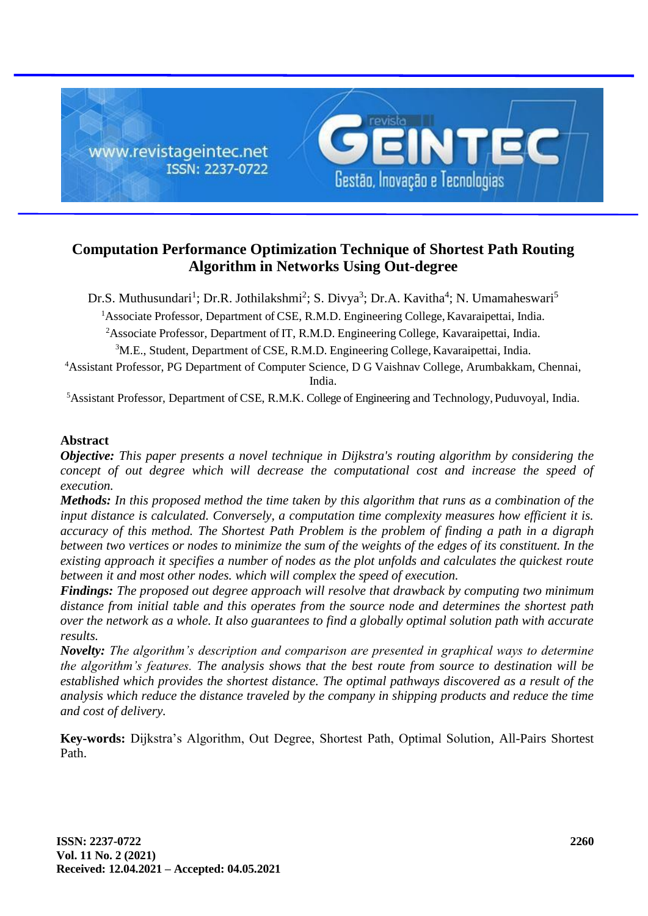# Computation Performance Optimization Technique of Shortest Path Routing Algorithm in Networks Using Out-degree

Dr.S. Muthusundari[1]; Dr.R. Jothilakshmi[2]; S. Divya[3]; Dr.A. Kavitha[4]; N. Umamaheswari[5]

[1]Associate Professor, Department of CSE, R.M.D. Engineering College, Kavaraipettai, India.

[2]Associate Professor, Department of IT, R.M.D. Engineering College, Kavaraipettai, India.

[3]M.E., Student, Department of CSE, R.M.D. Engineering College, Kavaraipettai, India.

[4]Assistant Professor, PG Department of Computer Science, D G Vaishnav College, Arumbakkam, Chennai, India.

[5]Assistant Professor, Department of CSE, R.M.K. College of Engineering and Technology, Puduvoyal, India.

## Abstract

***Objective:*** *This paper presents a novel technique in Dijkstra's routing algorithm by considering the concept of out degree which will decrease the computational cost and increase the speed of execution.*

***Methods:*** *In this proposed method the time taken by this algorithm that runs as a combination of the input distance is calculated. Conversely, a computation time complexity measures how efficient it is. accuracy of this method. The Shortest Path Problem is the problem of finding a path in a digraph between two vertices or nodes to minimize the sum of the weights of the edges of its constituent. In the existing approach it specifies a number of nodes as the plot unfolds and calculates the quickest route between it and most other nodes. which will complex the speed of execution.*

***Findings:*** *The proposed out degree approach will resolve that drawback by computing two minimum distance from initial table and this operates from the source node and determines the shortest path over the network as a whole. It also guarantees to find a globally optimal solution path with accurate results.*

***Novelty:*** *The algorithm's description and comparison are presented in graphical ways to determine the algorithm's features. The analysis shows that the best route from source to destination will be established which provides the shortest distance. The optimal pathways discovered as a result of the analysis which reduce the distance traveled by the company in shipping products and reduce the time and cost of delivery.*

**Key-words:** Dijkstra's Algorithm, Out Degree, Shortest Path, Optimal Solution, All-Pairs Shortest Path.

Received: 12.04.2021 – Accepted: 04.05.2021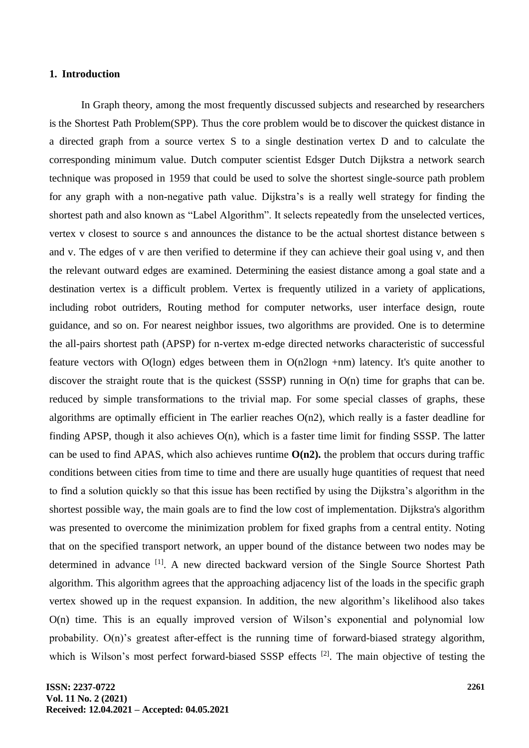## 1. Introduction

In Graph theory, among the most frequently discussed subjects and researched by researchers is the Shortest Path Problem(SPP). Thus the core problem would be to discover the quickest distance in a directed graph from a source vertex S to a single destination vertex D and to calculate the corresponding minimum value. Dutch computer scientist Edsger Dutch Dijkstra a network search technique was proposed in 1959 that could be used to solve the shortest single-source path problem for any graph with a non-negative path value. Dijkstra's is a really well strategy for finding the shortest path and also known as "Label Algorithm". It selects repeatedly from the unselected vertices, vertex v closest to source s and announces the distance to be the actual shortest distance between s and v. The edges of v are then verified to determine if they can achieve their goal using v, and then the relevant outward edges are examined. Determining the easiest distance among a goal state and a destination vertex is a difficult problem. Vertex is frequently utilized in a variety of applications, including robot outriders, Routing method for computer networks, user interface design, route guidance, and so on. For nearest neighbor issues, two algorithms are provided. One is to determine the all-pairs shortest path (APSP) for n-vertex m-edge directed networks characteristic of successful feature vectors with O(logn) edges between them in O(n2logn +nm) latency. It's quite another to discover the straight route that is the quickest (SSSP) running in O(n) time for graphs that can be. reduced by simple transformations to the trivial map. For some special classes of graphs, these algorithms are optimally efficient in The earlier reaches O(n2), which really is a faster deadline for finding APSP, though it also achieves O(n), which is a faster time limit for finding SSSP. The latter can be used to find APAS, which also achieves runtime **O(n2).** the problem that occurs during traffic conditions between cities from time to time and there are usually huge quantities of request that need to find a solution quickly so that this issue has been rectified by using the Dijkstra's algorithm in the shortest possible way, the main goals are to find the low cost of implementation. Dijkstra's algorithm was presented to overcome the minimization problem for fixed graphs from a central entity. Noting that on the specified transport network, an upper bound of the distance between two nodes may be determined in advance [1]. A new directed backward version of the Single Source Shortest Path algorithm. This algorithm agrees that the approaching adjacency list of the loads in the specific graph vertex showed up in the request expansion. In addition, the new algorithm's likelihood also takes O(n) time. This is an equally improved version of Wilson's exponential and polynomial low probability. O(n)'s greatest after-effect is the running time of forward-biased strategy algorithm, which is Wilson's most perfect forward-biased SSSP effects [2]. The main objective of testing the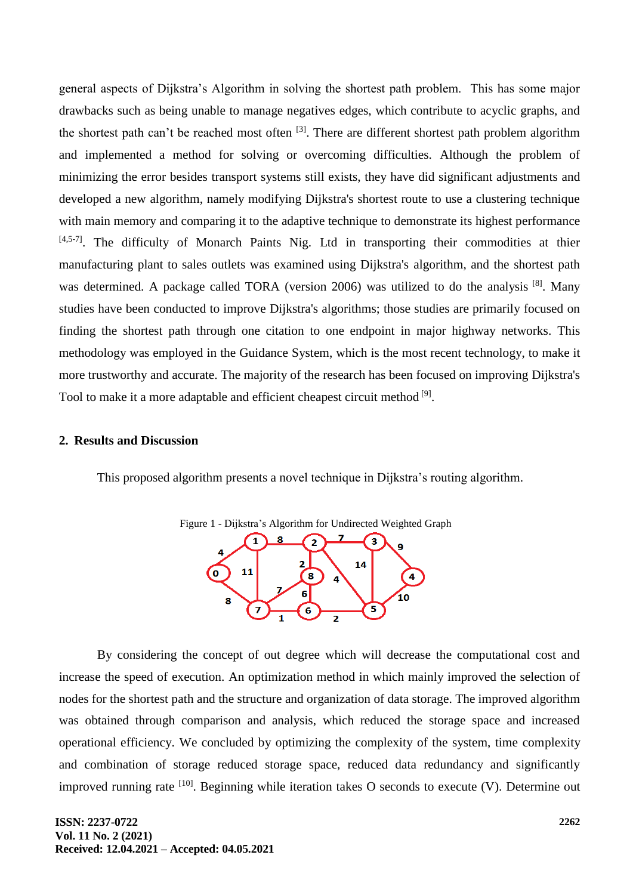general aspects of Dijkstra's Algorithm in solving the shortest path problem. This has some major drawbacks such as being unable to manage negatives edges, which contribute to acyclic graphs, and the shortest path can't be reached most often [3]. There are different shortest path problem algorithm and implemented a method for solving or overcoming difficulties. Although the problem of minimizing the error besides transport systems still exists, they have did significant adjustments and developed a new algorithm, namely modifying Dijkstra's shortest route to use a clustering technique with main memory and comparing it to the adaptive technique to demonstrate its highest performance [4,5-7]. The difficulty of Monarch Paints Nig. Ltd in transporting their commodities at thier manufacturing plant to sales outlets was examined using Dijkstra's algorithm, and the shortest path was determined. A package called TORA (version 2006) was utilized to do the analysis [8]. Many studies have been conducted to improve Dijkstra's algorithms; those studies are primarily focused on finding the shortest path through one citation to one endpoint in major highway networks. This methodology was employed in the Guidance System, which is the most recent technology, to make it more trustworthy and accurate. The majority of the research has been focused on improving Dijkstra's Tool to make it a more adaptable and efficient cheapest circuit method [9].

## 2. Results and Discussion

This proposed algorithm presents a novel technique in Dijkstra's routing algorithm.

Figure 1 - Dijkstra's Algorithm for Undirected Weighted Graph

By considering the concept of out degree which will decrease the computational cost and increase the speed of execution. An optimization method in which mainly improved the selection of nodes for the shortest path and the structure and organization of data storage. The improved algorithm was obtained through comparison and analysis, which reduced the storage space and increased operational efficiency. We concluded by optimizing the complexity of the system, time complexity and combination of storage reduced storage space, reduced data redundancy and significantly improved running rate [10]. Beginning while iteration takes O seconds to execute (V). Determine out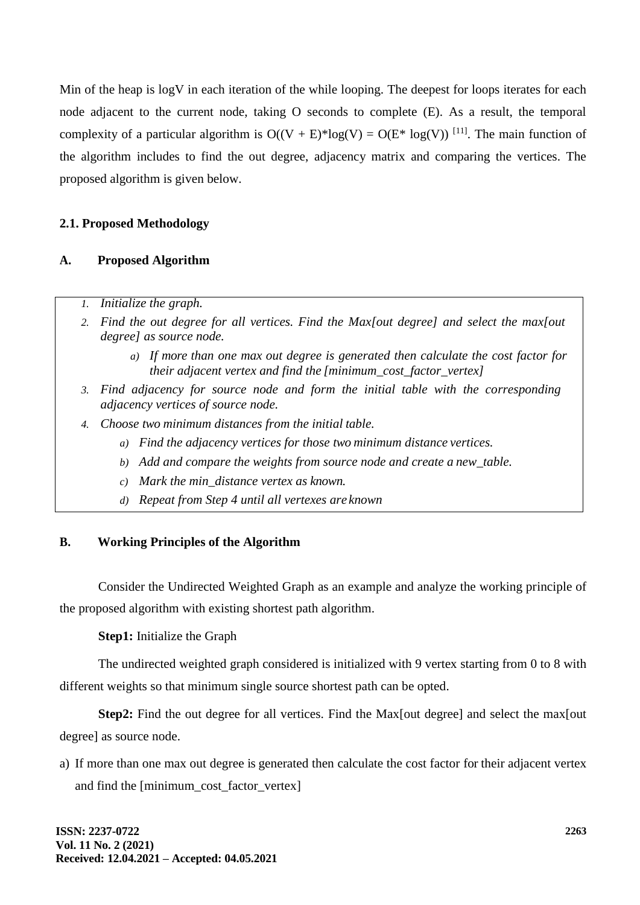Min of the heap is logV in each iteration of the while looping. The deepest for loops iterates for each node adjacent to the current node, taking O seconds to complete (E). As a result, the temporal complexity of a particular algorithm is $O((V + E)*\log(V) = O(E* \log(V))$ [11]. The main function of the algorithm includes to find the out degree, adjacency matrix and comparing the vertices. The proposed algorithm is given below.

### 2.1. Proposed Methodology

### A. Proposed Algorithm

1. *Initialize the graph.*
2. *Find the out degree for all vertices. Find the Max[out degree] and select the max[out degree] as source node.*
    a) *If more than one max out degree is generated then calculate the cost factor for their adjacent vertex and find the [minimum_cost_factor_vertex]*
3. *Find adjacency for source node and form the initial table with the corresponding adjacency vertices of source node.*
4. *Choose two minimum distances from the initial table.*
    a) *Find the adjacency vertices for those two minimum distance vertices.*
    b) *Add and compare the weights from source node and create a new_table.*
    c) *Mark the min_distance vertex as known.*
    d) *Repeat from Step 4 until all vertexes are known*

### B. Working Principles of the Algorithm

Consider the Undirected Weighted Graph as an example and analyze the working principle of the proposed algorithm with existing shortest path algorithm.

**Step1:** Initialize the Graph

The undirected weighted graph considered is initialized with 9 vertex starting from 0 to 8 with different weights so that minimum single source shortest path can be opted.

**Step2:** Find the out degree for all vertices. Find the Max[out degree] and select the max[out degree] as source node.

a) If more than one max out degree is generated then calculate the cost factor for their adjacent vertex and find the [minimum_cost_factor_vertex]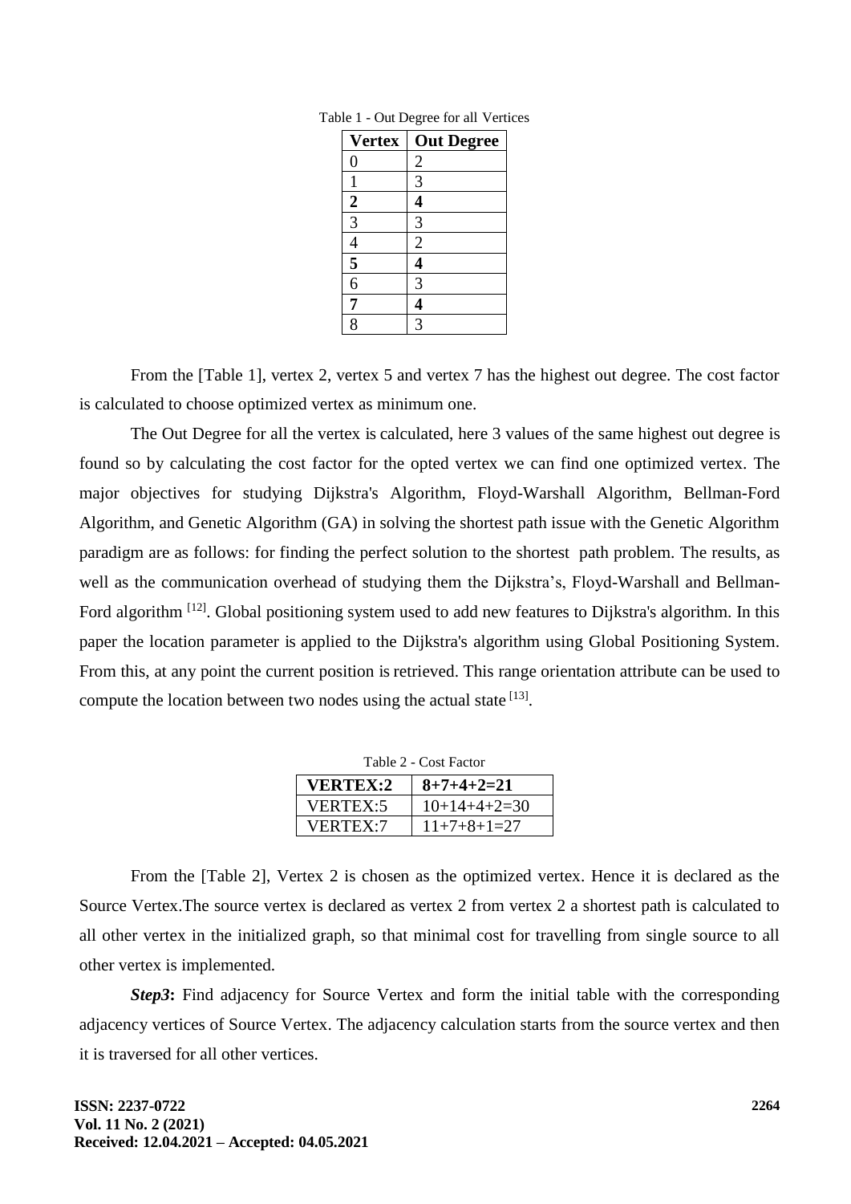Table 1 - Out Degree for all Vertices

| Vertex | Out Degree |
|---|---|
| 0 | 2 |
| 1 | 3 |
| **2** | **4** |
| 3 | 3 |
| 4 | 2 |
| **5** | **4** |
| 6 | 3 |
| **7** | **4** |
| 8 | 3 |

From the [Table 1], vertex 2, vertex 5 and vertex 7 has the highest out degree. The cost factor is calculated to choose optimized vertex as minimum one.

The Out Degree for all the vertex is calculated, here 3 values of the same highest out degree is found so by calculating the cost factor for the opted vertex we can find one optimized vertex. The major objectives for studying Dijkstra's Algorithm, Floyd-Warshall Algorithm, Bellman-Ford Algorithm, and Genetic Algorithm (GA) in solving the shortest path issue with the Genetic Algorithm paradigm are as follows: for finding the perfect solution to the shortest path problem. The results, as well as the communication overhead of studying them the Dijkstra's, Floyd-Warshall and Bellman-Ford algorithm [12]. Global positioning system used to add new features to Dijkstra's algorithm. In this paper the location parameter is applied to the Dijkstra's algorithm using Global Positioning System. From this, at any point the current position is retrieved. This range orientation attribute can be used to compute the location between two nodes using the actual state [13].

Table 2 - Cost Factor

| **VERTEX:2** | **8+7+4+2=21** |
|---|---|
| VERTEX:5 | 10+14+4+2=30 |
| VERTEX:7 | 11+7+8+1=27 |

From the [Table 2], Vertex 2 is chosen as the optimized vertex. Hence it is declared as the Source Vertex.The source vertex is declared as vertex 2 from vertex 2 a shortest path is calculated to all other vertex in the initialized graph, so that minimal cost for travelling from single source to all other vertex is implemented.

***Step3*:** Find adjacency for Source Vertex and form the initial table with the corresponding adjacency vertices of Source Vertex. The adjacency calculation starts from the source vertex and then it is traversed for all other vertices.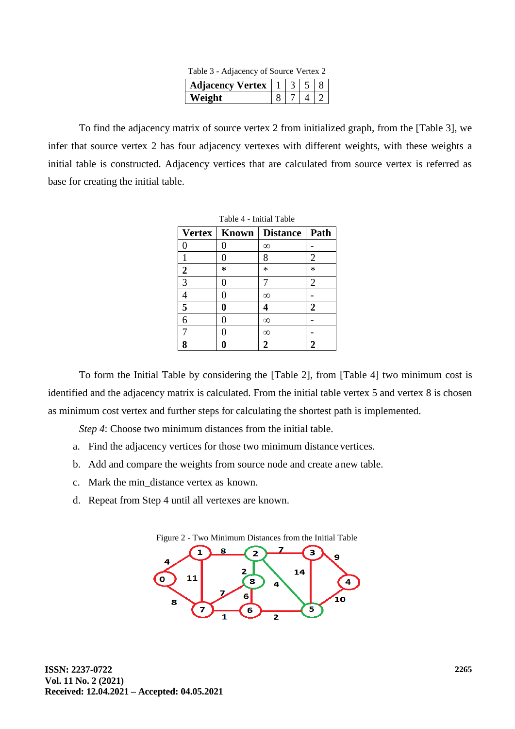Table 3 - Adjacency of Source Vertex 2

| Adjacency Vertex | 1 | 3 | 5 | 8 |
|---|---|---|---|---|
| Weight | 8 | 7 | 4 | 2 |

To find the adjacency matrix of source vertex 2 from initialized graph, from the [Table 3], we infer that source vertex 2 has four adjacency vertexes with different weights, with these weights a initial table is constructed. Adjacency vertices that are calculated from source vertex is referred as base for creating the initial table.

Table 4 - Initial Table

| Vertex | Known | Distance | Path |
|---|---|---|---|
| 0 | 0 | ∞ | - |
| 1 | 0 | 8 | 2 |
| **2** | * | * | * |
| 3 | 0 | 7 | 2 |
| 4 | 0 | ∞ | - |
| **5** | **0** | **4** | **2** |
| 6 | 0 | ∞ | - |
| 7 | 0 | ∞ | - |
| **8** | **0** | **2** | **2** |

To form the Initial Table by considering the [Table 2], from [Table 4] two minimum cost is identified and the adjacency matrix is calculated. From the initial table vertex 5 and vertex 8 is chosen as minimum cost vertex and further steps for calculating the shortest path is implemented.

*Step 4*: Choose two minimum distances from the initial table.

a. Find the adjacency vertices for those two minimum distance vertices.
b. Add and compare the weights from source node and create a new table.
c. Mark the min_distance vertex as known.
d. Repeat from Step 4 until all vertexes are known.

Figure 2 - Two Minimum Distances from the Initial Table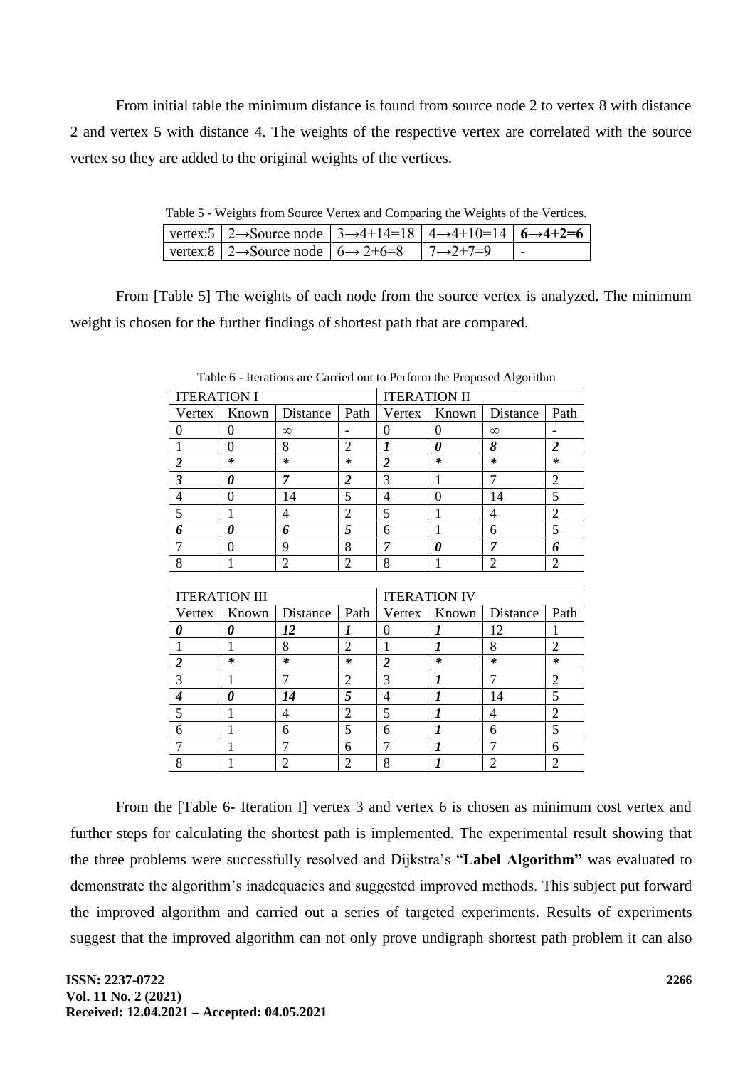From initial table the minimum distance is found from source node 2 to vertex 8 with distance 2 and vertex 5 with distance 4. The weights of the respective vertex are correlated with the source vertex so they are added to the original weights of the vertices.

Table 5 - Weights from Source Vertex and Comparing the Weights of the Vertices.

| vertex:5 | 2→Source node | 3→4+14=18 | 4→4+10=14 | **6→4+2=6** |
|---|---|---|---|---|
| vertex:8 | 2→Source node | 6→ 2+6=8 | 7→2+7=9 | - |

From [Table 5] The weights of each node from the source vertex is analyzed. The minimum weight is chosen for the further findings of shortest path that are compared.

Table 6 - Iterations are Carried out to Perform the Proposed Algorithm

| ITERATION I | | | | ITERATION II | | | |
|---|---|---|---|---|---|---|---|
| Vertex | Known | Distance | Path | Vertex | Known | Distance | Path |
| 0 | 0 | ∞ | - | 0 | 0 | ∞ | - |
| 1 | 0 | 8 | 2 | ***1*** | ***0*** | ***8*** | ***2*** |
| ***2*** | * | * | * | ***2*** | * | * | * |
| ***3*** | ***0*** | ***7*** | ***2*** | 3 | 1 | 7 | 2 |
| 4 | 0 | 14 | 5 | 4 | 0 | 14 | 5 |
| 5 | 1 | 4 | 2 | 5 | 1 | 4 | 2 |
| ***6*** | ***0*** | ***6*** | ***5*** | 6 | 1 | 6 | 5 |
| 7 | 0 | 9 | 8 | ***7*** | ***0*** | ***7*** | ***6*** |
| 8 | 1 | 2 | 2 | 8 | 1 | 2 | 2 |
| | | | | | | | |
| ITERATION III | | | | ITERATION IV | | | |
| Vertex | Known | Distance | Path | Vertex | Known | Distance | Path |
| ***0*** | ***0*** | ***12*** | ***1*** | 0 | ***1*** | 12 | 1 |
| 1 | 1 | 8 | 2 | 1 | ***1*** | 8 | 2 |
| ***2*** | * | * | * | ***2*** | * | * | * |
| 3 | 1 | 7 | 2 | 3 | ***1*** | 7 | 2 |
| ***4*** | ***0*** | ***14*** | ***5*** | 4 | ***1*** | 14 | 5 |
| 5 | 1 | 4 | 2 | 5 | ***1*** | 4 | 2 |
| 6 | 1 | 6 | 5 | 6 | ***1*** | 6 | 5 |
| 7 | 1 | 7 | 6 | 7 | ***1*** | 7 | 6 |
| 8 | 1 | 2 | 2 | 8 | ***1*** | 2 | 2 |

From the [Table 6- Iteration I] vertex 3 and vertex 6 is chosen as minimum cost vertex and further steps for calculating the shortest path is implemented. The experimental result showing that the three problems were successfully resolved and Dijkstra's "**Label Algorithm"** was evaluated to demonstrate the algorithm's inadequacies and suggested improved methods. This subject put forward the improved algorithm and carried out a series of targeted experiments. Results of experiments suggest that the improved algorithm can not only prove undigraph shortest path problem it can also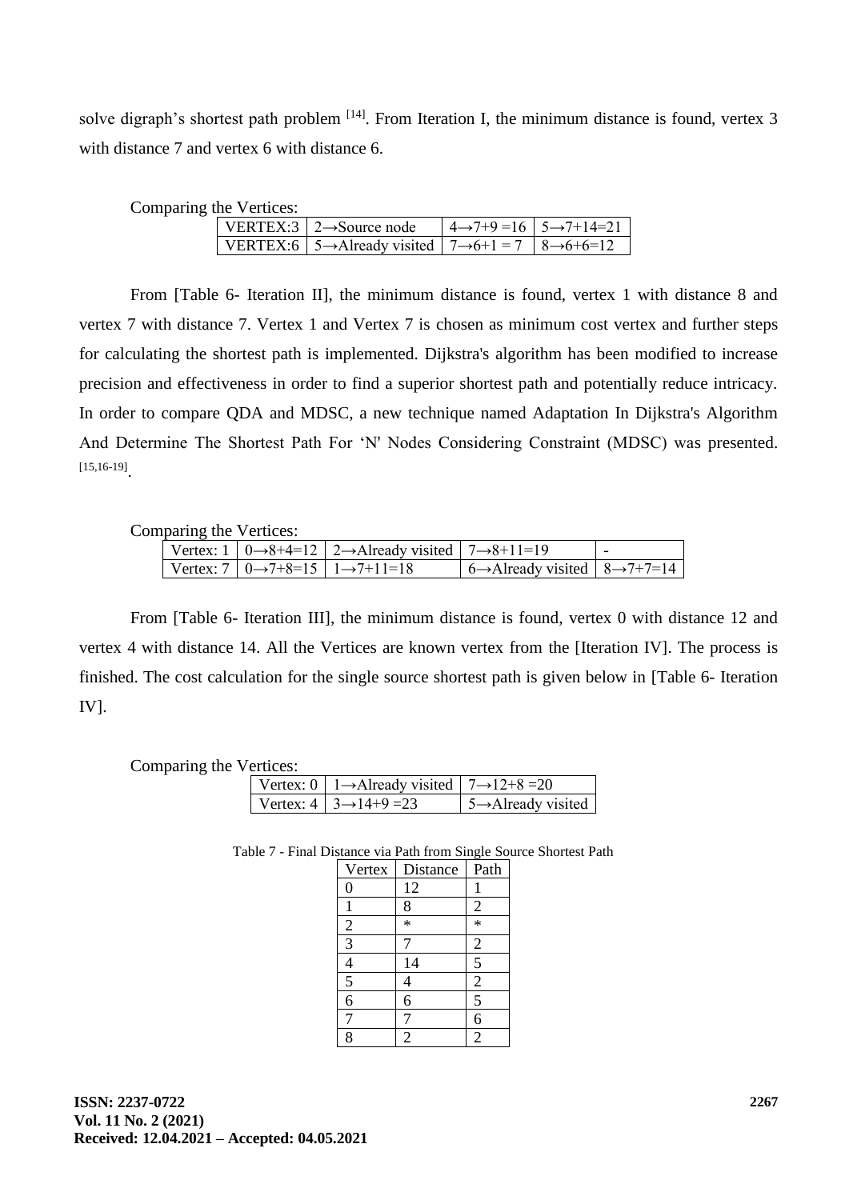solve digraph's shortest path problem [14]. From Iteration I, the minimum distance is found, vertex 3 with distance 7 and vertex 6 with distance 6.

Comparing the Vertices:

| VERTEX:3 | 2→Source node | 4→7+9 =16 | 5→7+14=21 |
|---|---|---|---|
| VERTEX:6 | 5→Already visited | 7→6+1 = 7 | 8→6+6=12 |

From [Table 6- Iteration II], the minimum distance is found, vertex 1 with distance 8 and vertex 7 with distance 7. Vertex 1 and Vertex 7 is chosen as minimum cost vertex and further steps for calculating the shortest path is implemented. Dijkstra's algorithm has been modified to increase precision and effectiveness in order to find a superior shortest path and potentially reduce intricacy. In order to compare QDA and MDSC, a new technique named Adaptation In Dijkstra's Algorithm And Determine The Shortest Path For 'N' Nodes Considering Constraint (MDSC) was presented. [15,16-19].

Comparing the Vertices:

| Vertex: 1 | 0→8+4=12 | 2→Already visited | 7→8+11=19 | - |
|---|---|---|---|---|
| Vertex: 7 | 0→7+8=15 | 1→7+11=18 | 6→Already visited | 8→7+7=14 |

From [Table 6- Iteration III], the minimum distance is found, vertex 0 with distance 12 and vertex 4 with distance 14. All the Vertices are known vertex from the [Iteration IV]. The process is finished. The cost calculation for the single source shortest path is given below in [Table 6- Iteration IV].

Comparing the Vertices:

| Vertex: 0 | 1→Already visited | 7→12+8 =20 |
|---|---|---|
| Vertex: 4 | 3→14+9 =23 | 5→Already visited |

Table 7 - Final Distance via Path from Single Source Shortest Path

| Vertex | Distance | Path |
|---|---|---|
| 0 | 12 | 1 |
| 1 | 8 | 2 |
| 2 | * | * |
| 3 | 7 | 2 |
| 4 | 14 | 5 |
| 5 | 4 | 2 |
| 6 | 6 | 5 |
| 7 | 7 | 6 |
| 8 | 2 | 2 |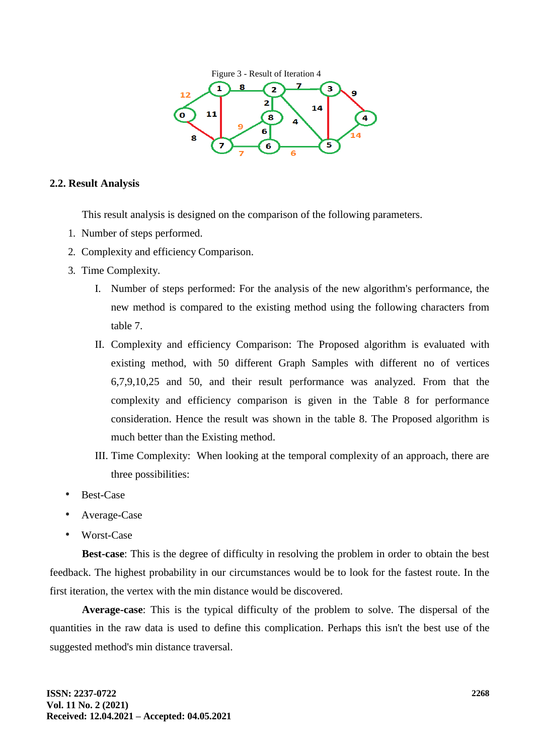Figure 3 - Result of Iteration 4

### 2.2. Result Analysis

This result analysis is designed on the comparison of the following parameters.

1. Number of steps performed.
2. Complexity and efficiency Comparison.
3. Time Complexity.

   I. Number of steps performed: For the analysis of the new algorithm's performance, the new method is compared to the existing method using the following characters from table 7.

   II. Complexity and efficiency Comparison: The Proposed algorithm is evaluated with existing method, with 50 different Graph Samples with different no of vertices 6,7,9,10,25 and 50, and their result performance was analyzed. From that the complexity and efficiency comparison is given in the Table 8 for performance consideration. Hence the result was shown in the table 8. The Proposed algorithm is much better than the Existing method.

   III. Time Complexity: When looking at the temporal complexity of an approach, there are three possibilities:

- Best-Case
- Average-Case
- Worst-Case

**Best-case**: This is the degree of difficulty in resolving the problem in order to obtain the best feedback. The highest probability in our circumstances would be to look for the fastest route. In the first iteration, the vertex with the min distance would be discovered.

**Average-case**: This is the typical difficulty of the problem to solve. The dispersal of the quantities in the raw data is used to define this complication. Perhaps this isn't the best use of the suggested method's min distance traversal.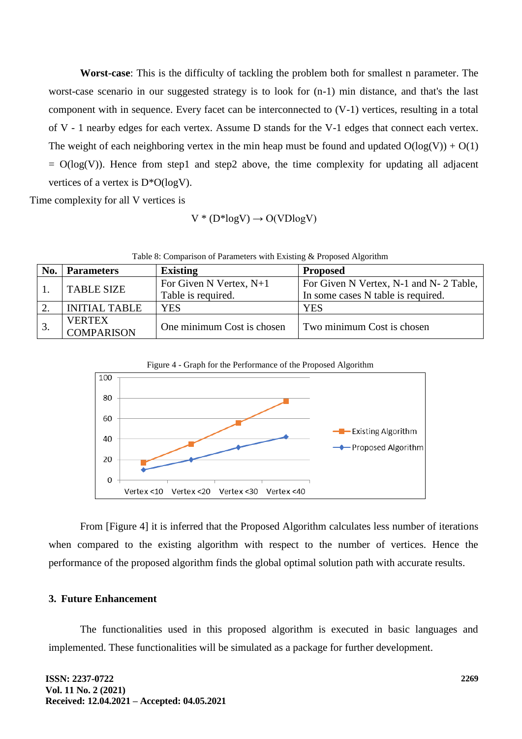**Worst-case**: This is the difficulty of tackling the problem both for smallest n parameter. The worst-case scenario in our suggested strategy is to look for (n-1) min distance, and that's the last component with in sequence. Every facet can be interconnected to (V-1) vertices, resulting in a total of V - 1 nearby edges for each vertex. Assume D stands for the V-1 edges that connect each vertex. The weight of each neighboring vertex in the min heap must be found and updated $O(\log(V)) + O(1) = O(\log(V))$. Hence from step1 and step2 above, the time complexity for updating all adjacent vertices of a vertex is $D*O(\log V)$.

Time complexity for all V vertices is

$$V * (D*\log V) \rightarrow O(VD\log V)$$

Table 8: Comparison of Parameters with Existing & Proposed Algorithm

| No. | Parameters | Existing | Proposed |
|---|---|---|---|
| 1. | TABLE SIZE | For Given N Vertex, N+1 Table is required. | For Given N Vertex, N-1 and N- 2 Table, In some cases N table is required. |
| 2. | INITIAL TABLE | YES | YES |
| 3. | VERTEX COMPARISON | One minimum Cost is chosen | Two minimum Cost is chosen |

Figure 4 - Graph for the Performance of the Proposed Algorithm

From [Figure 4] it is inferred that the Proposed Algorithm calculates less number of iterations when compared to the existing algorithm with respect to the number of vertices. Hence the performance of the proposed algorithm finds the global optimal solution path with accurate results.

## 3. Future Enhancement

The functionalities used in this proposed algorithm is executed in basic languages and implemented. These functionalities will be simulated as a package for further development.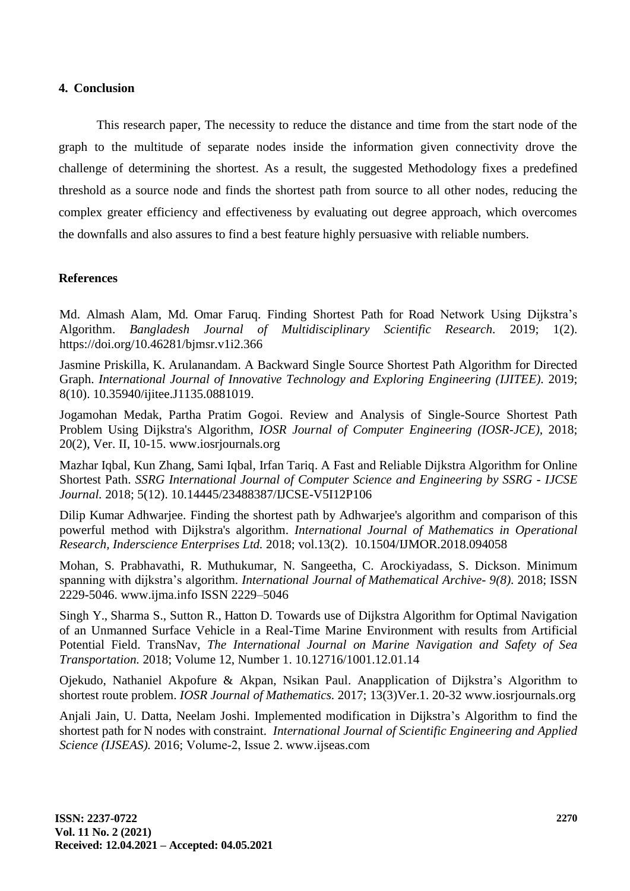## 4. Conclusion

This research paper, The necessity to reduce the distance and time from the start node of the graph to the multitude of separate nodes inside the information given connectivity drove the challenge of determining the shortest. As a result, the suggested Methodology fixes a predefined threshold as a source node and finds the shortest path from source to all other nodes, reducing the complex greater efficiency and effectiveness by evaluating out degree approach, which overcomes the downfalls and also assures to find a best feature highly persuasive with reliable numbers.

## References

Md. Almash Alam, Md. Omar Faruq. Finding Shortest Path for Road Network Using Dijkstra's Algorithm. *Bangladesh Journal of Multidisciplinary Scientific Research.* 2019; 1(2). https://doi.org/10.46281/bjmsr.v1i2.366

Jasmine Priskilla, K. Arulanandam. A Backward Single Source Shortest Path Algorithm for Directed Graph. *International Journal of Innovative Technology and Exploring Engineering (IJITEE).* 2019; 8(10). 10.35940/ijitee.J1135.0881019.

Jogamohan Medak, Partha Pratim Gogoi. Review and Analysis of Single-Source Shortest Path Problem Using Dijkstra's Algorithm, *IOSR Journal of Computer Engineering (IOSR-JCE)*, 2018; 20(2), Ver. II, 10-15. www.iosrjournals.org

Mazhar Iqbal, Kun Zhang, Sami Iqbal, Irfan Tariq. A Fast and Reliable Dijkstra Algorithm for Online Shortest Path. *SSRG International Journal of Computer Science and Engineering by SSRG - IJCSE Journal.* 2018; 5(12). 10.14445/23488387/IJCSE-V5I12P106

Dilip Kumar Adhwarjee. Finding the shortest path by Adhwarjee's algorithm and comparison of this powerful method with Dijkstra's algorithm. *International Journal of Mathematics in Operational Research, Inderscience Enterprises Ltd.* 2018; vol.13(2). 10.1504/IJMOR.2018.094058

Mohan, S. Prabhavathi, R. Muthukumar, N. Sangeetha, C. Arockiyadass, S. Dickson. Minimum spanning with dijkstra's algorithm. *International Journal of Mathematical Archive- 9(8).* 2018; ISSN 2229-5046. www.ijma.info ISSN 2229–5046

Singh Y., Sharma S., Sutton R., Hatton D. Towards use of Dijkstra Algorithm for Optimal Navigation of an Unmanned Surface Vehicle in a Real-Time Marine Environment with results from Artificial Potential Field. TransNav, *The International Journal on Marine Navigation and Safety of Sea Transportation.* 2018; Volume 12, Number 1. 10.12716/1001.12.01.14

Ojekudo, Nathaniel Akpofure & Akpan, Nsikan Paul. Anapplication of Dijkstra's Algorithm to shortest route problem. *IOSR Journal of Mathematics.* 2017; 13(3)Ver.1. 20-32 www.iosrjournals.org

Anjali Jain, U. Datta, Neelam Joshi. Implemented modification in Dijkstra's Algorithm to find the shortest path for N nodes with constraint. *International Journal of Scientific Engineering and Applied Science (IJSEAS).* 2016; Volume-2, Issue 2. www.ijseas.com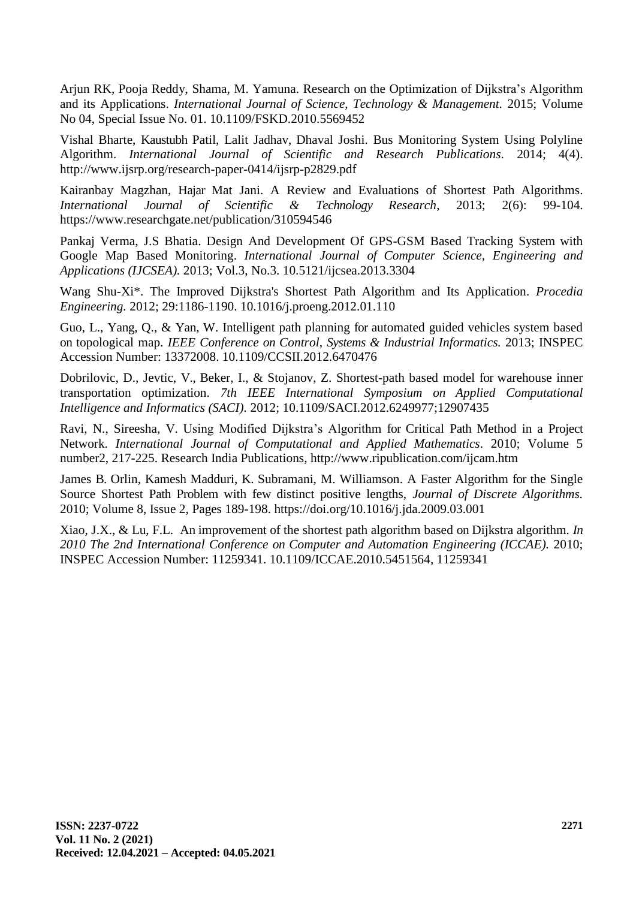Arjun RK, Pooja Reddy, Shama, M. Yamuna. Research on the Optimization of Dijkstra's Algorithm and its Applications. *International Journal of Science, Technology & Management*. 2015; Volume No 04, Special Issue No. 01. 10.1109/FSKD.2010.5569452

Vishal Bharte, Kaustubh Patil, Lalit Jadhav, Dhaval Joshi. Bus Monitoring System Using Polyline Algorithm. *International Journal of Scientific and Research Publications*. 2014; 4(4). http://www.ijsrp.org/research-paper-0414/ijsrp-p2829.pdf

Kairanbay Magzhan, Hajar Mat Jani. A Review and Evaluations of Shortest Path Algorithms. *International Journal of Scientific & Technology Research*, 2013; 2(6): 99-104. https://www.researchgate.net/publication/310594546

Pankaj Verma, J.S Bhatia. Design And Development Of GPS-GSM Based Tracking System with Google Map Based Monitoring. *International Journal of Computer Science, Engineering and Applications (IJCSEA)*. 2013; Vol.3, No.3. 10.5121/ijcsea.2013.3304

Wang Shu-Xi*. The Improved Dijkstra's Shortest Path Algorithm and Its Application. *Procedia Engineering.* 2012; 29:1186-1190. 10.1016/j.proeng.2012.01.110

Guo, L., Yang, Q., & Yan, W. Intelligent path planning for automated guided vehicles system based on topological map. *IEEE Conference on Control, Systems & Industrial Informatics.* 2013; INSPEC Accession Number: 13372008. 10.1109/CCSII.2012.6470476

Dobrilovic, D., Jevtic, V., Beker, I., & Stojanov, Z. Shortest-path based model for warehouse inner transportation optimization. *7th IEEE International Symposium on Applied Computational Intelligence and Informatics (SACI)*. 2012; 10.1109/SACI.2012.6249977;12907435

Ravi, N., Sireesha, V. Using Modified Dijkstra's Algorithm for Critical Path Method in a Project Network. *International Journal of Computational and Applied Mathematics*. 2010; Volume 5 number2, 217-225. Research India Publications, http://www.ripublication.com/ijcam.htm

James B. Orlin, Kamesh Madduri, K. Subramani, M. Williamson. A Faster Algorithm for the Single Source Shortest Path Problem with few distinct positive lengths, *Journal of Discrete Algorithms*. 2010; Volume 8, Issue 2, Pages 189-198. https://doi.org/10.1016/j.jda.2009.03.001

Xiao, J.X., & Lu, F.L. An improvement of the shortest path algorithm based on Dijkstra algorithm. *In 2010 The 2nd International Conference on Computer and Automation Engineering (ICCAE).* 2010; INSPEC Accession Number: 11259341. 10.1109/ICCAE.2010.5451564, 11259341